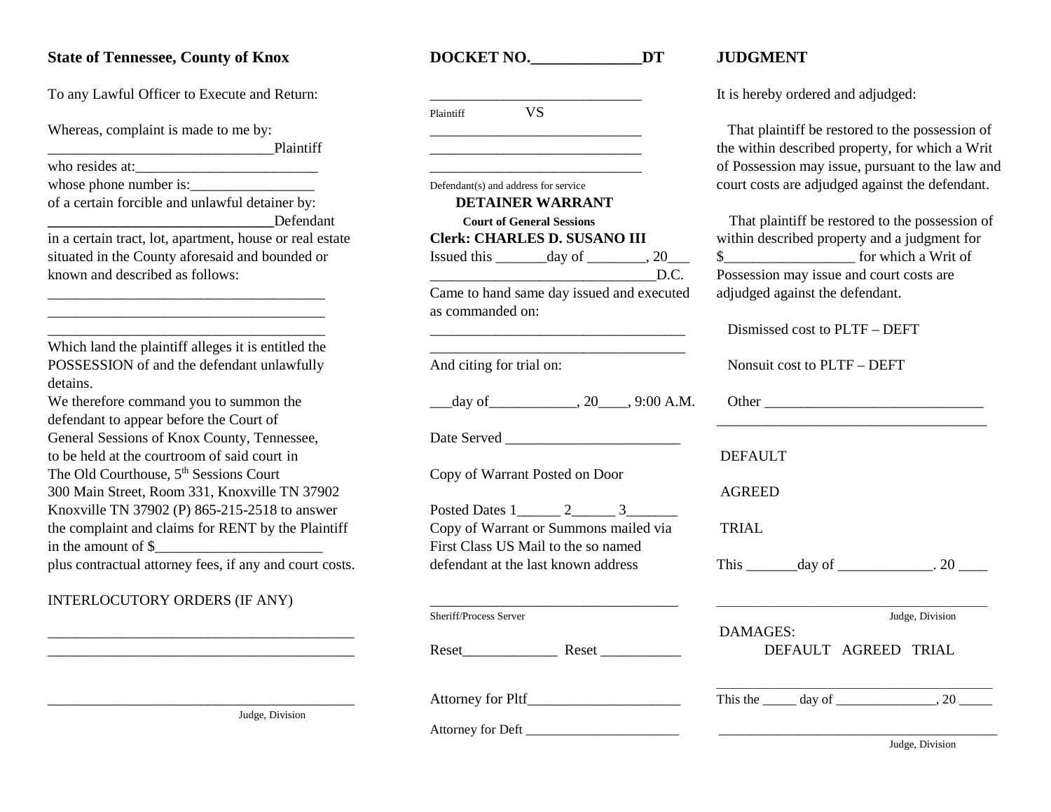**State of Tennessee, County of Knox**

To any Lawful Officer to Execute and Return:

Whereas, complaint is made to me by:
______________________________Plaintiff
who resides at:________________________
whose phone number is:________________
of a certain forcible and unlawful detainer by:
______________________________Defendant
in a certain tract, lot, apartment, house or real estate situated in the County aforesaid and bounded or known and described as follows:

______________________________________
______________________________________
______________________________________

Which land the plaintiff alleges it is entitled the POSSESSION of and the defendant unlawfully detains.
We therefore command you to summon the defendant to appear before the Court of General Sessions of Knox County, Tennessee, to be held at the courtroom of said court in The Old Courthouse, 5th Sessions Court
300 Main Street, Room 331, Knoxville TN 37902
Knoxville TN 37902 (P) 865-215-2518 to answer the complaint and claims for RENT by the Plaintiff in the amount of $_______________________
plus contractual attorney fees, if any and court costs.

INTERLOCUTORY ORDERS (IF ANY)

__________________________________________
__________________________________________

__________________________________________
Judge, Division

**DOCKET NO._____________DT**

_____________________________
Plaintiff VS
_____________________________
_____________________________
_____________________________
Defendant(s) and address for service

**DETAINER WARRANT**

**Court of General Sessions**

**Clerk: CHARLES D. SUSANO III**

Issued this _______day of ________, 20___
_______________________________D.C.
Came to hand same day issued and executed as commanded on:

___________________________________
___________________________________

And citing for trial on:

___day of____________, 20____, 9:00 A.M.

Date Served ________________________

Copy of Warrant Posted on Door

Posted Dates 1______ 2______ 3_______
Copy of Warrant or Summons mailed via First Class US Mail to the so named defendant at the last known address

__________________________________
Sheriff/Process Server

Reset_____________ Reset ___________

Attorney for Pltf_____________________

Attorney for Deft ______________________

**JUDGMENT**

It is hereby ordered and adjudged:

That plaintiff be restored to the possession of the within described property, for which a Writ of Possession may issue, pursuant to the law and court costs are adjudged against the defendant.

That plaintiff be restored to the possession of within described property and a judgment for $_________________ for which a Writ of Possession may issue and court costs are adjudged against the defendant.

Dismissed cost to PLTF – DEFT

Nonsuit cost to PLTF – DEFT

Other ______________________________
_____________________________________

DEFAULT

AGREED

TRIAL

This _______day of _____________. 20 ____

_____________________________________
Judge, Division

DAMAGES:
DEFAULT AGREED TRIAL

_____________________________________
This the _____ day of ______________, 20 _____

_____________________________________
Judge, Division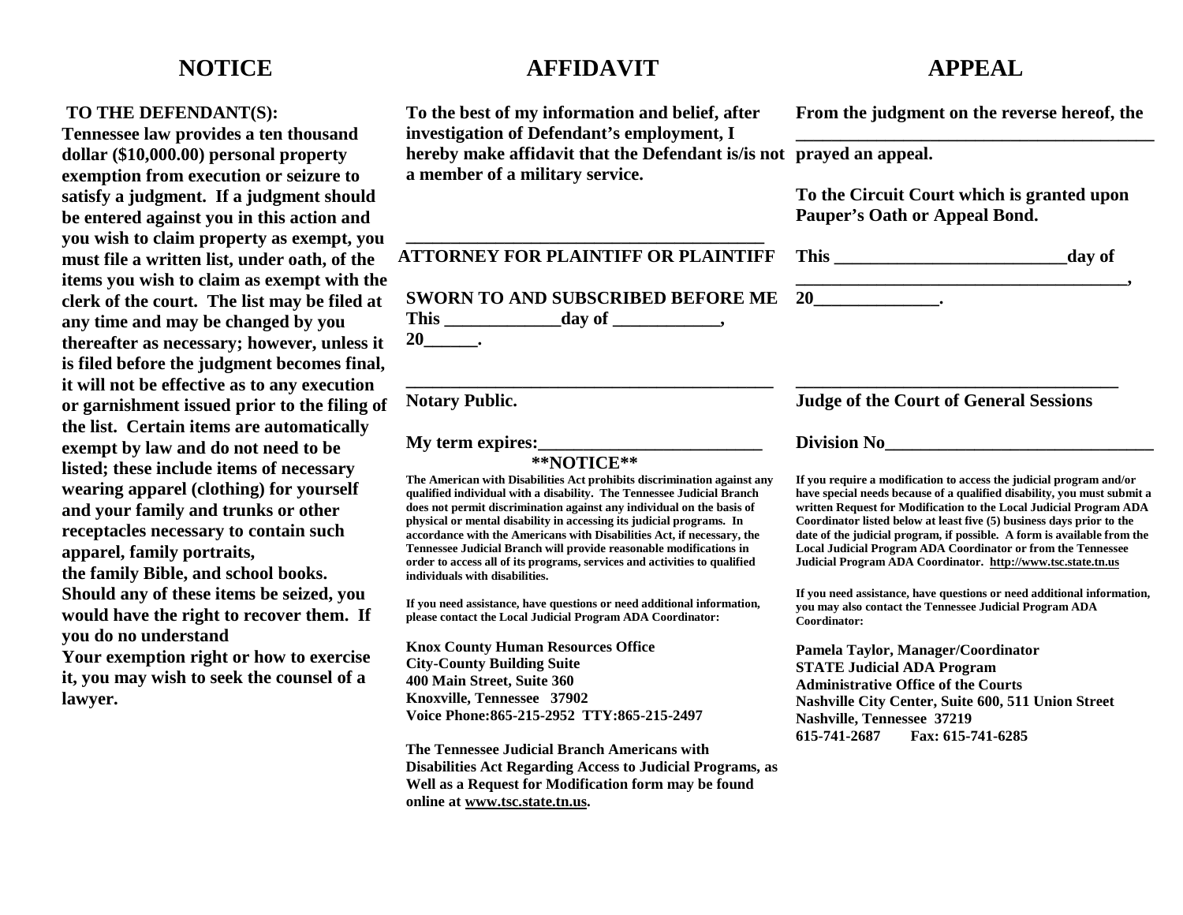## NOTICE

**TO THE DEFENDANT(S):**

**Tennessee law provides a ten thousand dollar ($10,000.00) personal property exemption from execution or seizure to satisfy a judgment. If a judgment should be entered against you in this action and you wish to claim property as exempt, you must file a written list, under oath, of the items you wish to claim as exempt with the clerk of the court. The list may be filed at any time and may be changed by you thereafter as necessary; however, unless it is filed before the judgment becomes final, it will not be effective as to any execution or garnishment issued prior to the filing of the list. Certain items are automatically exempt by law and do not need to be listed; these include items of necessary wearing apparel (clothing) for yourself and your family and trunks or other receptacles necessary to contain such apparel, family portraits, the family Bible, and school books. Should any of these items be seized, you would have the right to recover them. If you do no understand Your exemption right or how to exercise it, you may wish to seek the counsel of a lawyer.**

## AFFIDAVIT

**To the best of my information and belief, after investigation of Defendant's employment, I hereby make affidavit that the Defendant is/is not a member of a military service.**

________________________________________

**ATTORNEY FOR PLAINTIFF OR PLAINTIFF**

**SWORN TO AND SUBSCRIBED BEFORE ME This _____________day of ____________, 20______.**

___________________________________________

**Notary Public.**

**My term expires:_________________________**

**\*\*NOTICE\*\***

**The American with Disabilities Act prohibits discrimination against any qualified individual with a disability. The Tennessee Judicial Branch does not permit discrimination against any individual on the basis of physical or mental disability in accessing its judicial programs. In accordance with the Americans with Disabilities Act, if necessary, the Tennessee Judicial Branch will provide reasonable modifications in order to access all of its programs, services and activities to qualified individuals with disabilities.**

**If you need assistance, have questions or need additional information, please contact the Local Judicial Program ADA Coordinator:**

**Knox County Human Resources Office**
**City-County Building Suite**
**400 Main Street, Suite 360**
**Knoxville, Tennessee 37902**
**Voice Phone:865-215-2952 TTY:865-215-2497**

**The Tennessee Judicial Branch Americans with Disabilities Act Regarding Access to Judicial Programs, as Well as a Request for Modification form may be found online at www.tsc.state.tn.us.**

## APPEAL

**From the judgment on the reverse hereof, the ________________________________________ prayed an appeal.**

**To the Circuit Court which is granted upon Pauper's Oath or Appeal Bond.**

**This _________________________day of _____________________________________, 20______________.**

_____________________________________

**Judge of the Court of General Sessions**

**Division No______________________________**

**If you require a modification to access the judicial program and/or have special needs because of a qualified disability, you must submit a written Request for Modification to the Local Judicial Program ADA Coordinator listed below at least five (5) business days prior to the date of the judicial program, if possible. A form is available from the Local Judicial Program ADA Coordinator or from the Tennessee Judicial Program ADA Coordinator. http://www.tsc.state.tn.us**

**If you need assistance, have questions or need additional information, you may also contact the Tennessee Judicial Program ADA Coordinator:**

**Pamela Taylor, Manager/Coordinator**
**STATE Judicial ADA Program**
**Administrative Office of the Courts**
**Nashville City Center, Suite 600, 511 Union Street**
**Nashville, Tennessee 37219**
**615-741-2687 Fax: 615-741-6285**